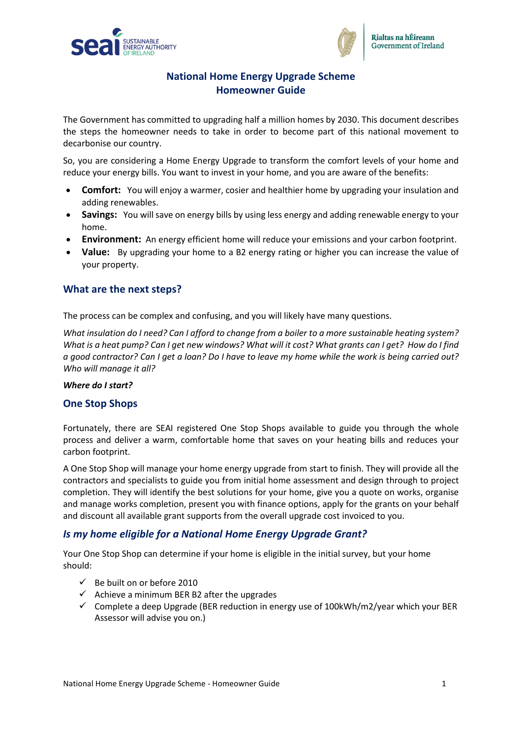# National Home Energy Upgrade Scheme
# Homeowner Guide

The Government has committed to upgrading half a million homes by 2030. This document describes the steps the homeowner needs to take in order to become part of this national movement to decarbonise our country.

So, you are considering a Home Energy Upgrade to transform the comfort levels of your home and reduce your energy bills. You want to invest in your home, and you are aware of the benefits:

- **Comfort:** You will enjoy a warmer, cosier and healthier home by upgrading your insulation and adding renewables.
- **Savings:** You will save on energy bills by using less energy and adding renewable energy to your home.
- **Environment:** An energy efficient home will reduce your emissions and your carbon footprint.
- **Value:** By upgrading your home to a B2 energy rating or higher you can increase the value of your property.

## What are the next steps?

The process can be complex and confusing, and you will likely have many questions.

*What insulation do I need? Can I afford to change from a boiler to a more sustainable heating system? What is a heat pump? Can I get new windows? What will it cost? What grants can I get? How do I find a good contractor? Can I get a loan? Do I have to leave my home while the work is being carried out? Who will manage it all?*

***Where do I start?***

## One Stop Shops

Fortunately, there are SEAI registered One Stop Shops available to guide you through the whole process and deliver a warm, comfortable home that saves on your heating bills and reduces your carbon footprint.

A One Stop Shop will manage your home energy upgrade from start to finish. They will provide all the contractors and specialists to guide you from initial home assessment and design through to project completion. They will identify the best solutions for your home, give you a quote on works, organise and manage works completion, present you with finance options, apply for the grants on your behalf and discount all available grant supports from the overall upgrade cost invoiced to you.

## *Is my home eligible for a National Home Energy Upgrade Grant?*

Your One Stop Shop can determine if your home is eligible in the initial survey, but your home should:

- ✓ Be built on or before 2010
- ✓ Achieve a minimum BER B2 after the upgrades
- ✓ Complete a deep Upgrade (BER reduction in energy use of 100kWh/m2/year which your BER Assessor will advise you on.)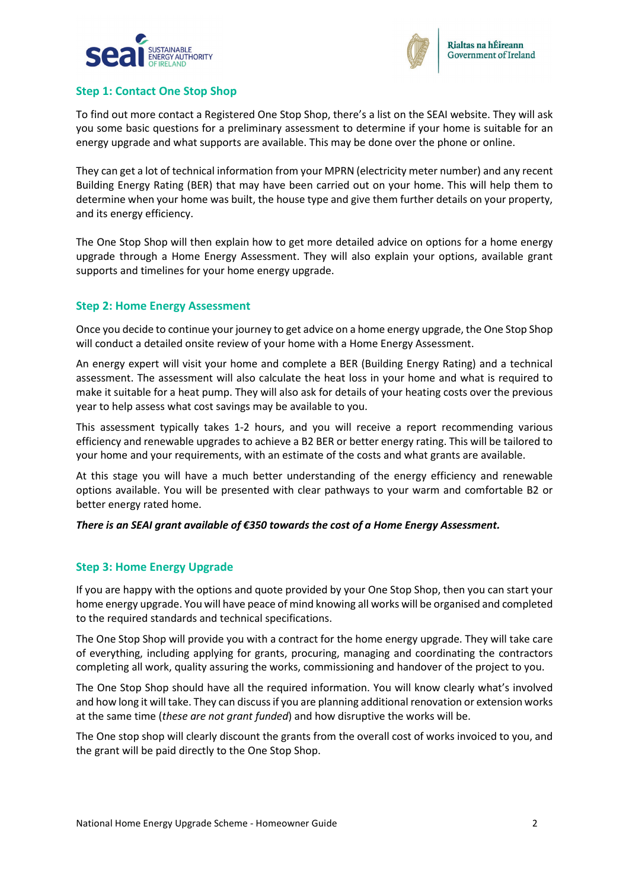## Step 1: Contact One Stop Shop

To find out more contact a Registered One Stop Shop, there's a list on the SEAI website. They will ask you some basic questions for a preliminary assessment to determine if your home is suitable for an energy upgrade and what supports are available. This may be done over the phone or online.

They can get a lot of technical information from your MPRN (electricity meter number) and any recent Building Energy Rating (BER) that may have been carried out on your home. This will help them to determine when your home was built, the house type and give them further details on your property, and its energy efficiency.

The One Stop Shop will then explain how to get more detailed advice on options for a home energy upgrade through a Home Energy Assessment. They will also explain your options, available grant supports and timelines for your home energy upgrade.

## Step 2: Home Energy Assessment

Once you decide to continue your journey to get advice on a home energy upgrade, the One Stop Shop will conduct a detailed onsite review of your home with a Home Energy Assessment.

An energy expert will visit your home and complete a BER (Building Energy Rating) and a technical assessment. The assessment will also calculate the heat loss in your home and what is required to make it suitable for a heat pump. They will also ask for details of your heating costs over the previous year to help assess what cost savings may be available to you.

This assessment typically takes 1-2 hours, and you will receive a report recommending various efficiency and renewable upgrades to achieve a B2 BER or better energy rating. This will be tailored to your home and your requirements, with an estimate of the costs and what grants are available.

At this stage you will have a much better understanding of the energy efficiency and renewable options available. You will be presented with clear pathways to your warm and comfortable B2 or better energy rated home.

***There is an SEAI grant available of €350 towards the cost of a Home Energy Assessment.***

## Step 3: Home Energy Upgrade

If you are happy with the options and quote provided by your One Stop Shop, then you can start your home energy upgrade. You will have peace of mind knowing all works will be organised and completed to the required standards and technical specifications.

The One Stop Shop will provide you with a contract for the home energy upgrade. They will take care of everything, including applying for grants, procuring, managing and coordinating the contractors completing all work, quality assuring the works, commissioning and handover of the project to you.

The One Stop Shop should have all the required information. You will know clearly what's involved and how long it will take. They can discuss if you are planning additional renovation or extension works at the same time (*these are not grant funded*) and how disruptive the works will be.

The One stop shop will clearly discount the grants from the overall cost of works invoiced to you, and the grant will be paid directly to the One Stop Shop.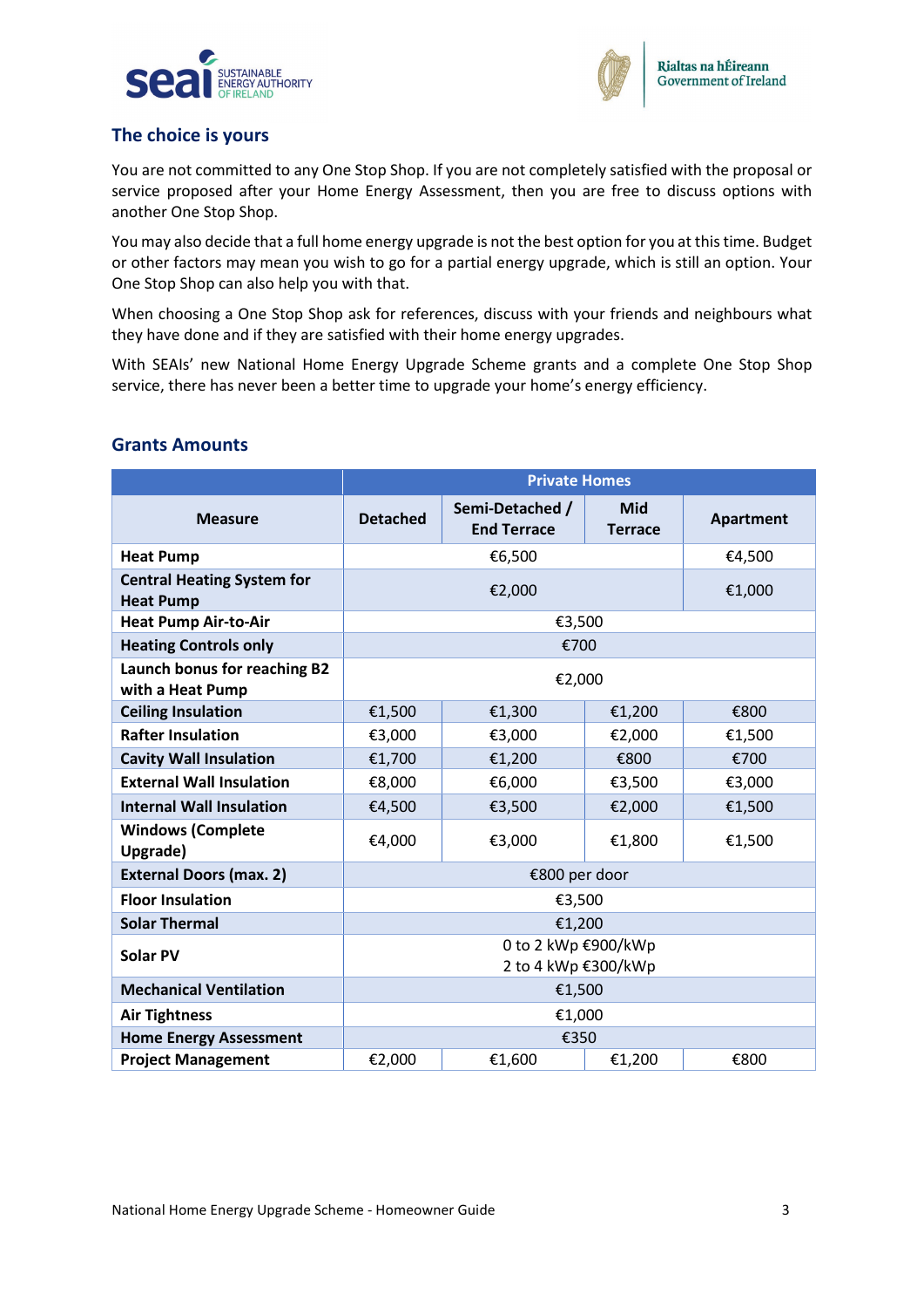## The choice is yours

You are not committed to any One Stop Shop. If you are not completely satisfied with the proposal or service proposed after your Home Energy Assessment, then you are free to discuss options with another One Stop Shop.

You may also decide that a full home energy upgrade is not the best option for you at this time. Budget or other factors may mean you wish to go for a partial energy upgrade, which is still an option. Your One Stop Shop can also help you with that.

When choosing a One Stop Shop ask for references, discuss with your friends and neighbours what they have done and if they are satisfied with their home energy upgrades.

With SEAIs' new National Home Energy Upgrade Scheme grants and a complete One Stop Shop service, there has never been a better time to upgrade your home's energy efficiency.

## Grants Amounts

| | Private Homes | | | |
|---|---|---|---|---|
| **Measure** | **Detached** | **Semi-Detached / End Terrace** | **Mid Terrace** | **Apartment** |
| **Heat Pump** | €6,500 | | | €4,500 |
| **Central Heating System for Heat Pump** | €2,000 | | | €1,000 |
| **Heat Pump Air-to-Air** | €3,500 | | | |
| **Heating Controls only** | €700 | | | |
| **Launch bonus for reaching B2 with a Heat Pump** | €2,000 | | | |
| **Ceiling Insulation** | €1,500 | €1,300 | €1,200 | €800 |
| **Rafter Insulation** | €3,000 | €3,000 | €2,000 | €1,500 |
| **Cavity Wall Insulation** | €1,700 | €1,200 | €800 | €700 |
| **External Wall Insulation** | €8,000 | €6,000 | €3,500 | €3,000 |
| **Internal Wall Insulation** | €4,500 | €3,500 | €2,000 | €1,500 |
| **Windows (Complete Upgrade)** | €4,000 | €3,000 | €1,800 | €1,500 |
| **External Doors (max. 2)** | €800 per door | | | |
| **Floor Insulation** | €3,500 | | | |
| **Solar Thermal** | €1,200 | | | |
| **Solar PV** | 0 to 2 kWp €900/kWp<br>2 to 4 kWp €300/kWp | | | |
| **Mechanical Ventilation** | €1,500 | | | |
| **Air Tightness** | €1,000 | | | |
| **Home Energy Assessment** | €350 | | | |
| **Project Management** | €2,000 | €1,600 | €1,200 | €800 |